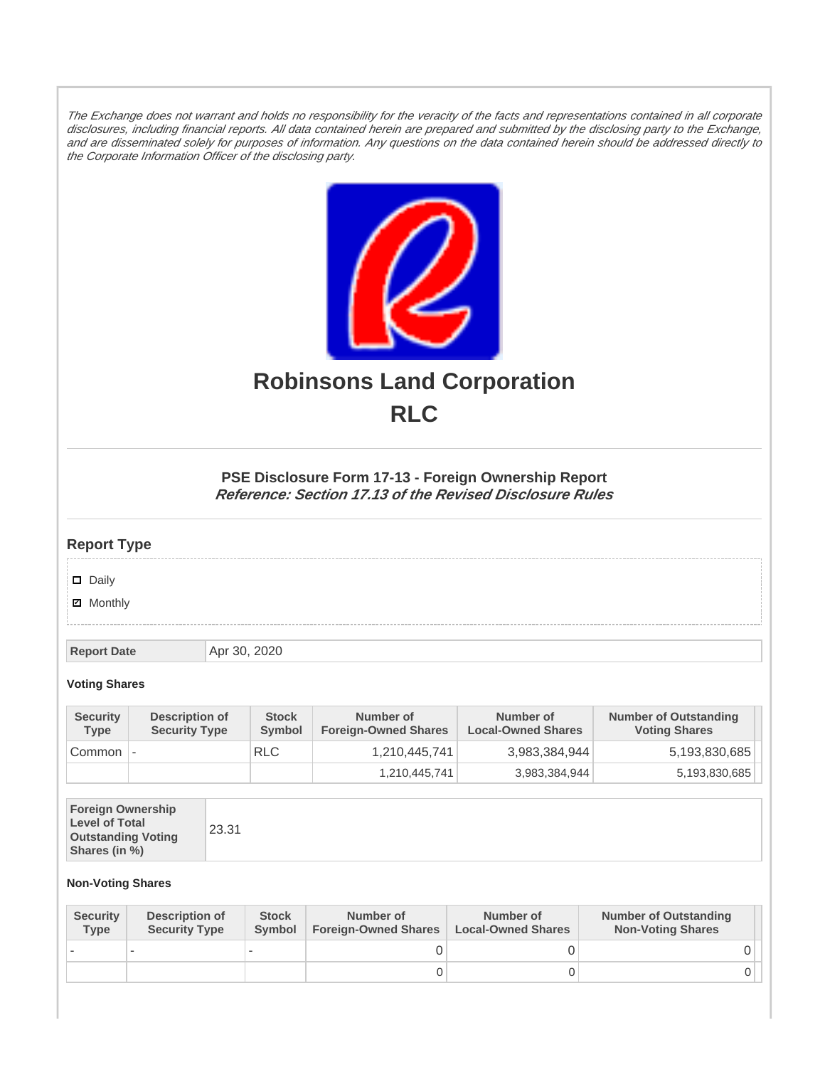*The Exchange does not warrant and holds no responsibility for the veracity of the facts and representations contained in all corporate disclosures, including financial reports. All data contained herein are prepared and submitted by the disclosing party to the Exchange, and are disseminated solely for purposes of information. Any questions on the data contained herein should be addressed directly to the Corporate Information Officer of the disclosing party.*

# Robinsons Land Corporation

# RLC

### PSE Disclosure Form 17-13 - Foreign Ownership Report

***Reference: Section 17.13 of the Revised Disclosure Rules***

## Report Type

- ☐ Daily
- ☑ Monthly

| Report Date | Apr 30, 2020 |
|---|---|

**Voting Shares**

| Security Type | Description of Security Type | Stock Symbol | Number of Foreign-Owned Shares | Number of Local-Owned Shares | Number of Outstanding Voting Shares |
|---|---|---|---|---|---|
| Common | - | RLC | 1,210,445,741 | 3,983,384,944 | 5,193,830,685 |
| | | | 1,210,445,741 | 3,983,384,944 | 5,193,830,685 |

| Foreign Ownership Level of Total Outstanding Voting Shares (in %) | 23.31 |
|---|---|

**Non-Voting Shares**

| Security Type | Description of Security Type | Stock Symbol | Number of Foreign-Owned Shares | Number of Local-Owned Shares | Number of Outstanding Non-Voting Shares |
|---|---|---|---|---|---|
| - | - | - | 0 | 0 | 0 |
| | | | 0 | 0 | 0 |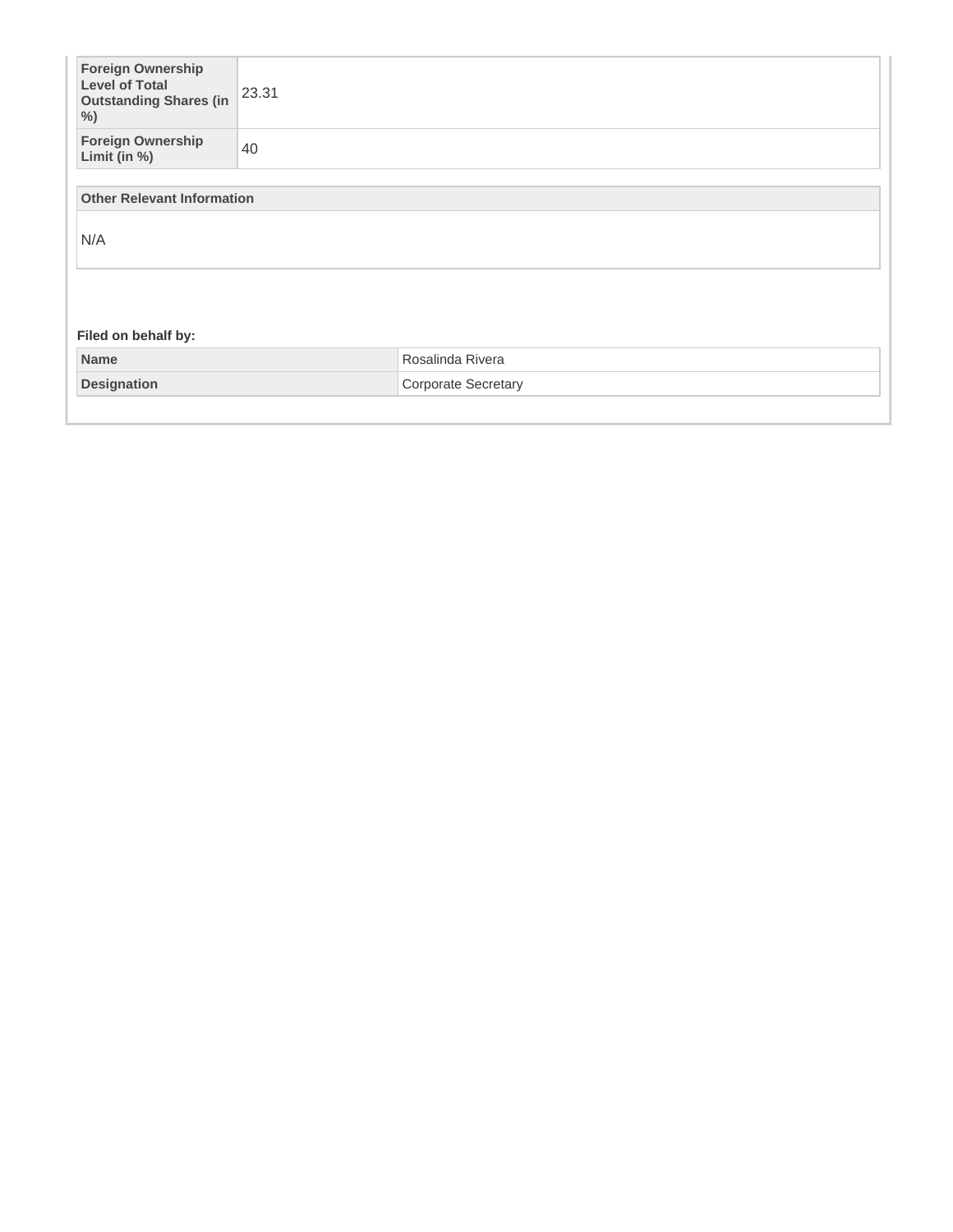| | |
|---|---|
| **Foreign Ownership Level of Total Outstanding Shares (in %)** | 23.31 |
| **Foreign Ownership Limit (in %)** | 40 |

| Other Relevant Information |
|---|
| N/A |

**Filed on behalf by:**

| | |
|---|---|
| **Name** | Rosalinda Rivera |
| **Designation** | Corporate Secretary |